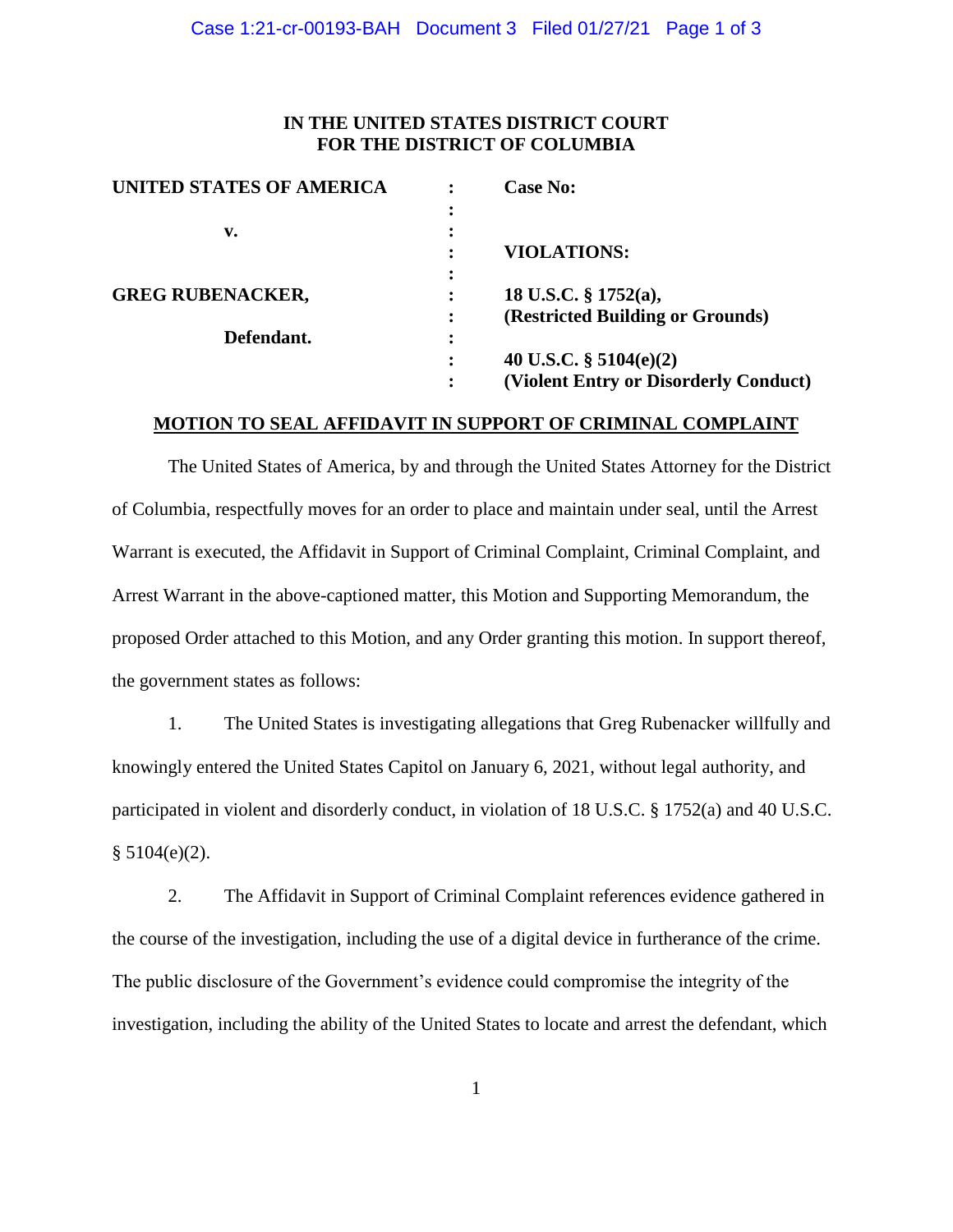**IN THE UNITED STATES DISTRICT COURT**
**FOR THE DISTRICT OF COLUMBIA**

| | | |
|---|---|---|
| **UNITED STATES OF AMERICA** | : | **Case No:** |
| | : | |
| **v.** | : | |
| | : | **VIOLATIONS:** |
| | : | |
| **GREG RUBENACKER,** | : | **18 U.S.C. § 1752(a),** |
| | : | **(Restricted Building or Grounds)** |
| **Defendant.** | : | |
| | : | **40 U.S.C. § 5104(e)(2)** |
| | : | **(Violent Entry or Disorderly Conduct)** |

**MOTION TO SEAL AFFIDAVIT IN SUPPORT OF CRIMINAL COMPLAINT**

The United States of America, by and through the United States Attorney for the District of Columbia, respectfully moves for an order to place and maintain under seal, until the Arrest Warrant is executed, the Affidavit in Support of Criminal Complaint, Criminal Complaint, and Arrest Warrant in the above-captioned matter, this Motion and Supporting Memorandum, the proposed Order attached to this Motion, and any Order granting this motion. In support thereof, the government states as follows:

1. The United States is investigating allegations that Greg Rubenacker willfully and knowingly entered the United States Capitol on January 6, 2021, without legal authority, and participated in violent and disorderly conduct, in violation of 18 U.S.C. § 1752(a) and 40 U.S.C. § 5104(e)(2).

2. The Affidavit in Support of Criminal Complaint references evidence gathered in the course of the investigation, including the use of a digital device in furtherance of the crime. The public disclosure of the Government's evidence could compromise the integrity of the investigation, including the ability of the United States to locate and arrest the defendant, which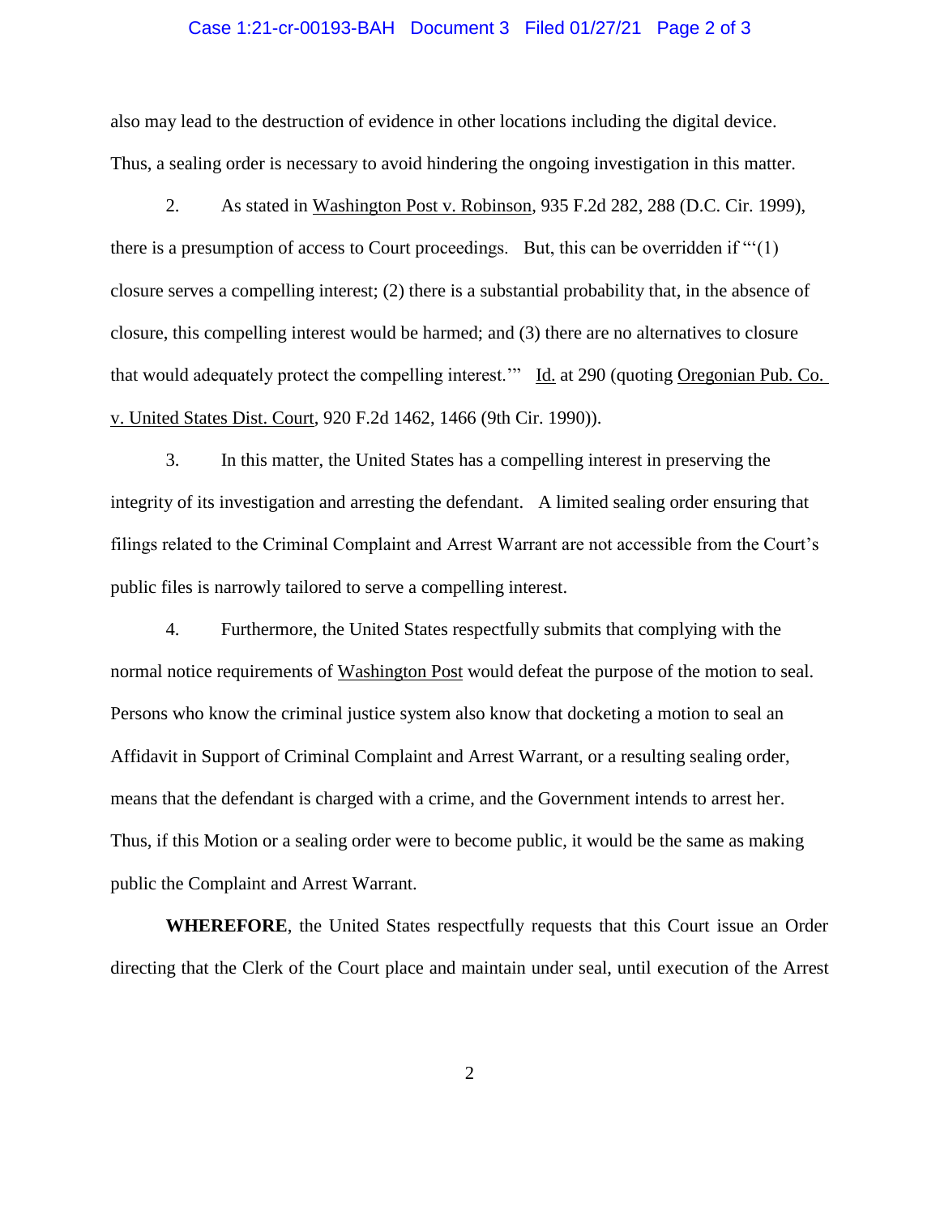also may lead to the destruction of evidence in other locations including the digital device. Thus, a sealing order is necessary to avoid hindering the ongoing investigation in this matter.

2. As stated in Washington Post v. Robinson, 935 F.2d 282, 288 (D.C. Cir. 1999), there is a presumption of access to Court proceedings. But, this can be overridden if "'(1) closure serves a compelling interest; (2) there is a substantial probability that, in the absence of closure, this compelling interest would be harmed; and (3) there are no alternatives to closure that would adequately protect the compelling interest.'" Id. at 290 (quoting Oregonian Pub. Co. v. United States Dist. Court, 920 F.2d 1462, 1466 (9th Cir. 1990)).

3. In this matter, the United States has a compelling interest in preserving the integrity of its investigation and arresting the defendant. A limited sealing order ensuring that filings related to the Criminal Complaint and Arrest Warrant are not accessible from the Court's public files is narrowly tailored to serve a compelling interest.

4. Furthermore, the United States respectfully submits that complying with the normal notice requirements of Washington Post would defeat the purpose of the motion to seal. Persons who know the criminal justice system also know that docketing a motion to seal an Affidavit in Support of Criminal Complaint and Arrest Warrant, or a resulting sealing order, means that the defendant is charged with a crime, and the Government intends to arrest her. Thus, if this Motion or a sealing order were to become public, it would be the same as making public the Complaint and Arrest Warrant.

**WHEREFORE**, the United States respectfully requests that this Court issue an Order directing that the Clerk of the Court place and maintain under seal, until execution of the Arrest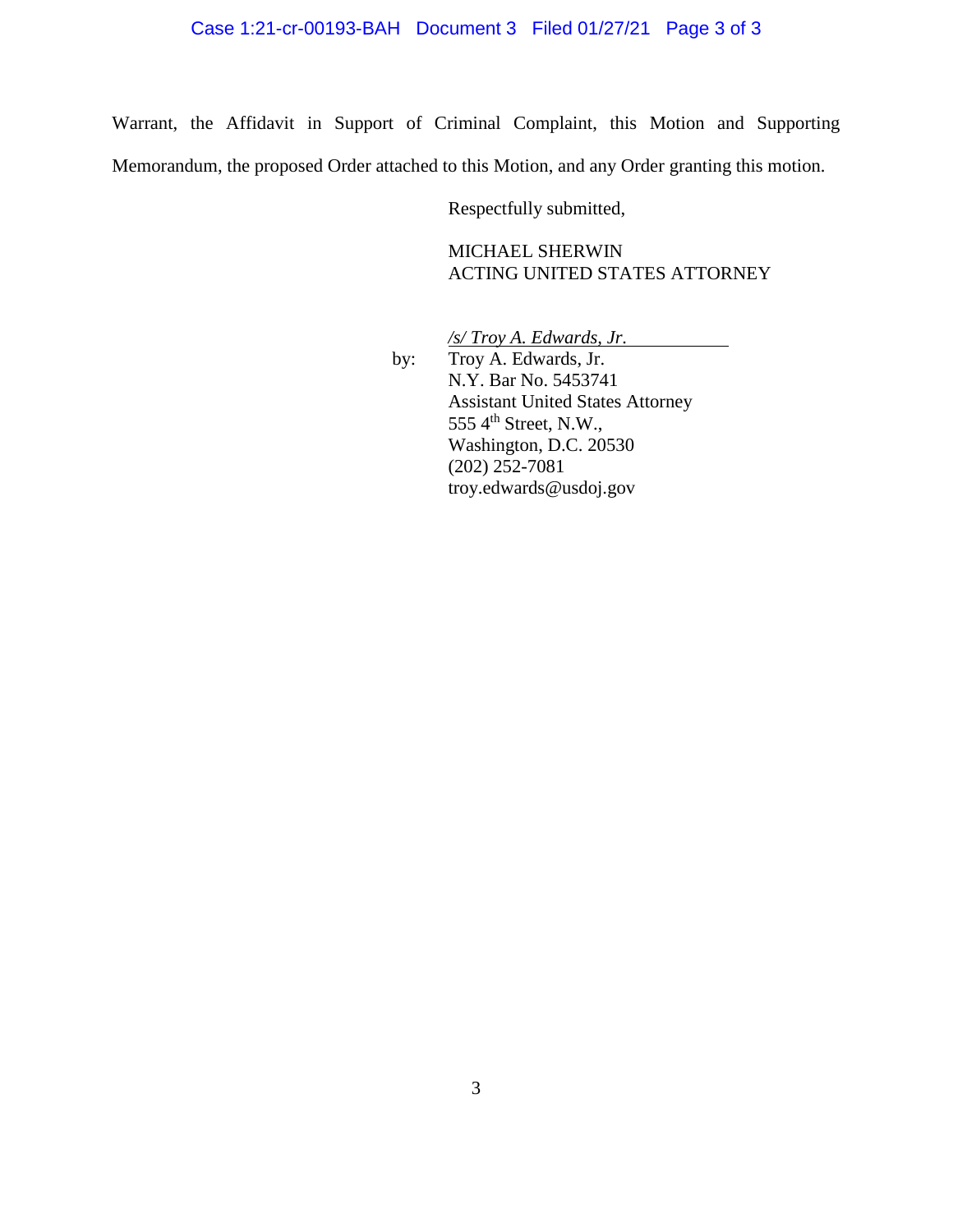Warrant, the Affidavit in Support of Criminal Complaint, this Motion and Supporting Memorandum, the proposed Order attached to this Motion, and any Order granting this motion.

Respectfully submitted,

MICHAEL SHERWIN
ACTING UNITED STATES ATTORNEY

by: */s/ Troy A. Edwards, Jr.*
Troy A. Edwards, Jr.
N.Y. Bar No. 5453741
Assistant United States Attorney
555 4th Street, N.W.,
Washington, D.C. 20530
(202) 252-7081
troy.edwards@usdoj.gov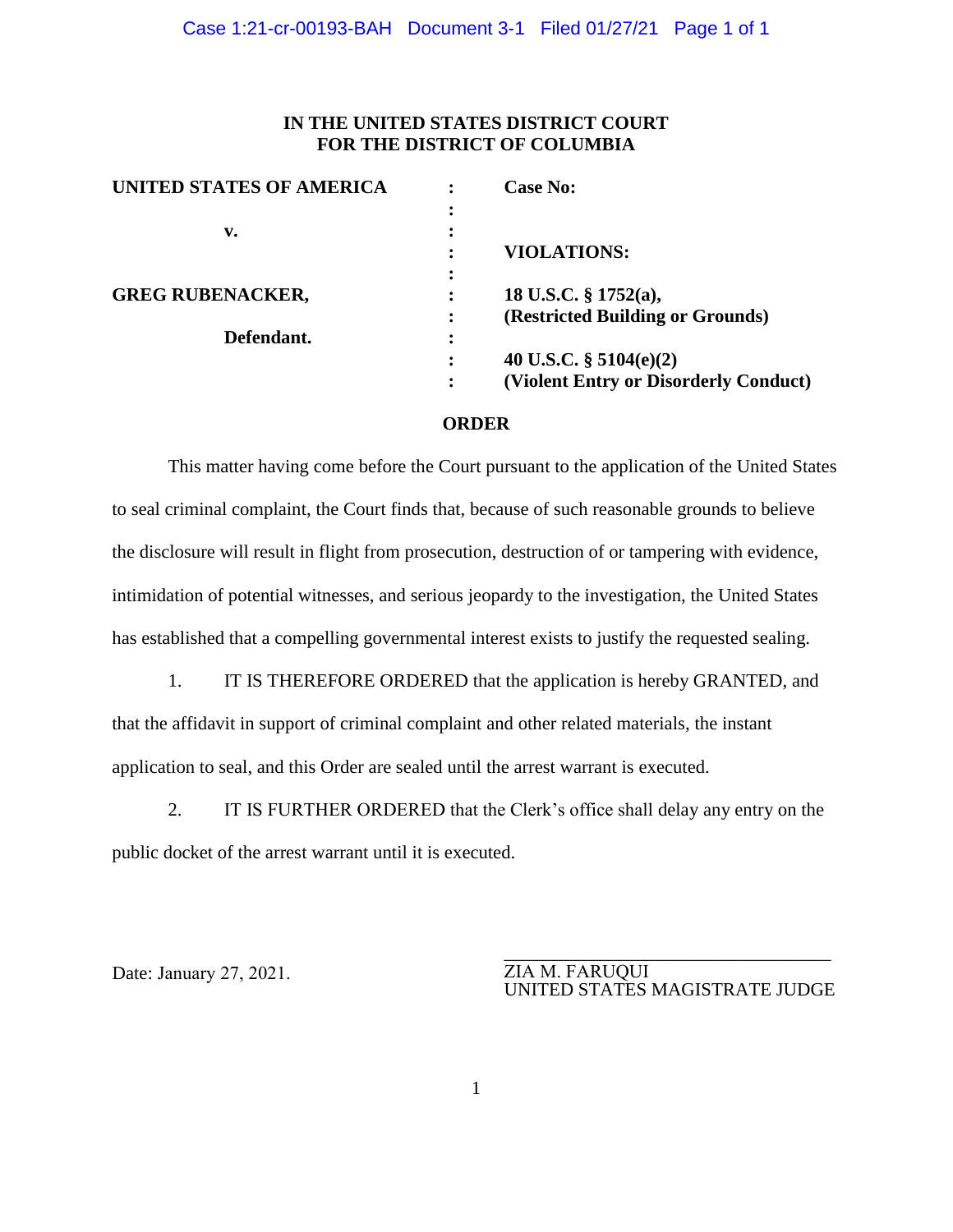**IN THE UNITED STATES DISTRICT COURT**
**FOR THE DISTRICT OF COLUMBIA**

| | | |
|---|---|---|
| **UNITED STATES OF AMERICA** | : | **Case No:** |
| | : | |
| **v.** | : | |
| | : | **VIOLATIONS:** |
| | : | |
| **GREG RUBENACKER,** | : | **18 U.S.C. § 1752(a),** |
| | : | **(Restricted Building or Grounds)** |
| **Defendant.** | : | |
| | : | **40 U.S.C. § 5104(e)(2)** |
| | : | **(Violent Entry or Disorderly Conduct)** |

**ORDER**

This matter having come before the Court pursuant to the application of the United States to seal criminal complaint, the Court finds that, because of such reasonable grounds to believe the disclosure will result in flight from prosecution, destruction of or tampering with evidence, intimidation of potential witnesses, and serious jeopardy to the investigation, the United States has established that a compelling governmental interest exists to justify the requested sealing.

1. IT IS THEREFORE ORDERED that the application is hereby GRANTED, and that the affidavit in support of criminal complaint and other related materials, the instant application to seal, and this Order are sealed until the arrest warrant is executed.

2. IT IS FURTHER ORDERED that the Clerk's office shall delay any entry on the public docket of the arrest warrant until it is executed.

Date: January 27, 2021.

\_\_\_\_\_\_\_\_\_\_\_\_\_\_\_\_\_\_\_\_\_\_\_\_\_\_\_\_\_\_\_\_\_\_\_\_

ZIA M. FARUQUI
UNITED STATES MAGISTRATE JUDGE